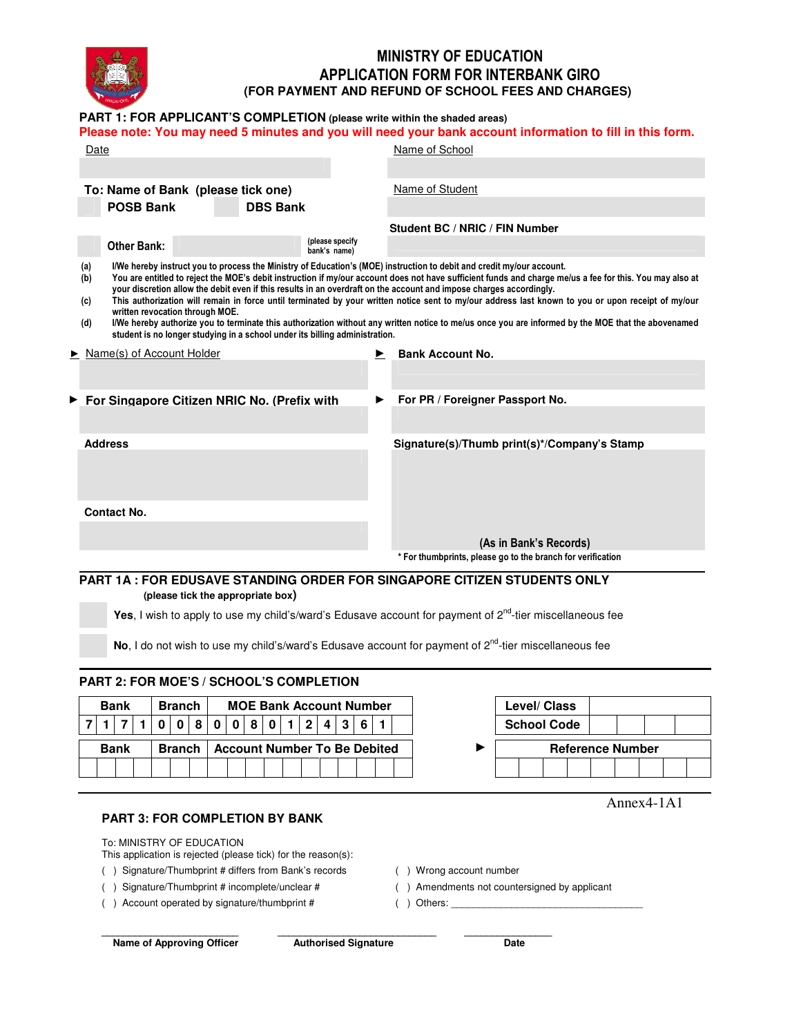# MINISTRY OF EDUCATION
# APPLICATION FORM FOR INTERBANK GIRO
## (FOR PAYMENT AND REFUND OF SCHOOL FEES AND CHARGES)

**PART 1: FOR APPLICANT'S COMPLETION** (please write within the shaded areas)

**Please note: You may need 5 minutes and you will need your bank account information to fill in this form.**

Date

Name of School

**To: Name of Bank (please tick one)**

**POSB Bank** &nbsp;&nbsp; **DBS Bank**

Name of Student

**Student BC / NRIC / FIN Number**

**Other Bank:** (please specify bank's name)

(a) I/We hereby instruct you to process the Ministry of Education's (MOE) instruction to debit and credit my/our account.

(b) You are entitled to reject the MOE's debit instruction if my/our account does not have sufficient funds and charge me/us a fee for this. You may also at your discretion allow the debit even if this results in an overdraft on the account and impose charges accordingly.

(c) This authorization will remain in force until terminated by your written notice sent to my/our address last known to you or upon receipt of my/our written revocation through MOE.

(d) I/We hereby authorize you to terminate this authorization without any written notice to me/us once you are informed by the MOE that the abovenamed student is no longer studying in a school under its billing administration.

► Name(s) of Account Holder

► **Bank Account No.**

► **For Singapore Citizen NRIC No. (Prefix with**

► **For PR / Foreigner Passport No.**

**Address**

**Signature(s)/Thumb print(s)*/Company's Stamp**

**Contact No.**

**(As in Bank's Records)**

\* For thumbprints, please go to the branch for verification

**PART 1A : FOR EDUSAVE STANDING ORDER FOR SINGAPORE CITIZEN STUDENTS ONLY**

**(please tick the appropriate box)**

**Yes**, I wish to apply to use my child's/ward's Edusave account for payment of 2nd-tier miscellaneous fee

**No**, I do not wish to use my child's/ward's Edusave account for payment of 2nd-tier miscellaneous fee

**PART 2: FOR MOE'S / SCHOOL'S COMPLETION**

| Bank | | | | Branch | | | MOE Bank Account Number | | | | | | | | | |
|---|---|---|---|---|---|---|---|---|---|---|---|---|---|---|---|---|
| 7 | 1 | 7 | 1 | 0 | 0 | 8 | 0 | 0 | 8 | 0 | 1 | 2 | 4 | 3 | 6 | 1 |

| Bank | | | | Branch | | | Account Number To Be Debited | | | | | | | | | |
|---|---|---|---|---|---|---|---|---|---|---|---|---|---|---|---|---|
| | | | | | | | | | | | | | | | | |

| Level/ Class | | | | |
|---|---|---|---|---|
| School Code | | | | |

| Reference Number | | | | | | | | |
|---|---|---|---|---|---|---|---|---|
| | | | | | | | | |

Annex4-1A1

**PART 3: FOR COMPLETION BY BANK**

To: MINISTRY OF EDUCATION

This application is rejected (please tick) for the reason(s):

( ) Signature/Thumbprint # differs from Bank's records

( ) Signature/Thumbprint # incomplete/unclear #

( ) Account operated by signature/thumbprint #

( ) Wrong account number

( ) Amendments not countersigned by applicant

( ) Others: ___________________________________

_________________________ &nbsp;&nbsp; _____________________________ &nbsp;&nbsp; _______________

**Name of Approving Officer** &nbsp;&nbsp; **Authorised Signature** &nbsp;&nbsp; **Date**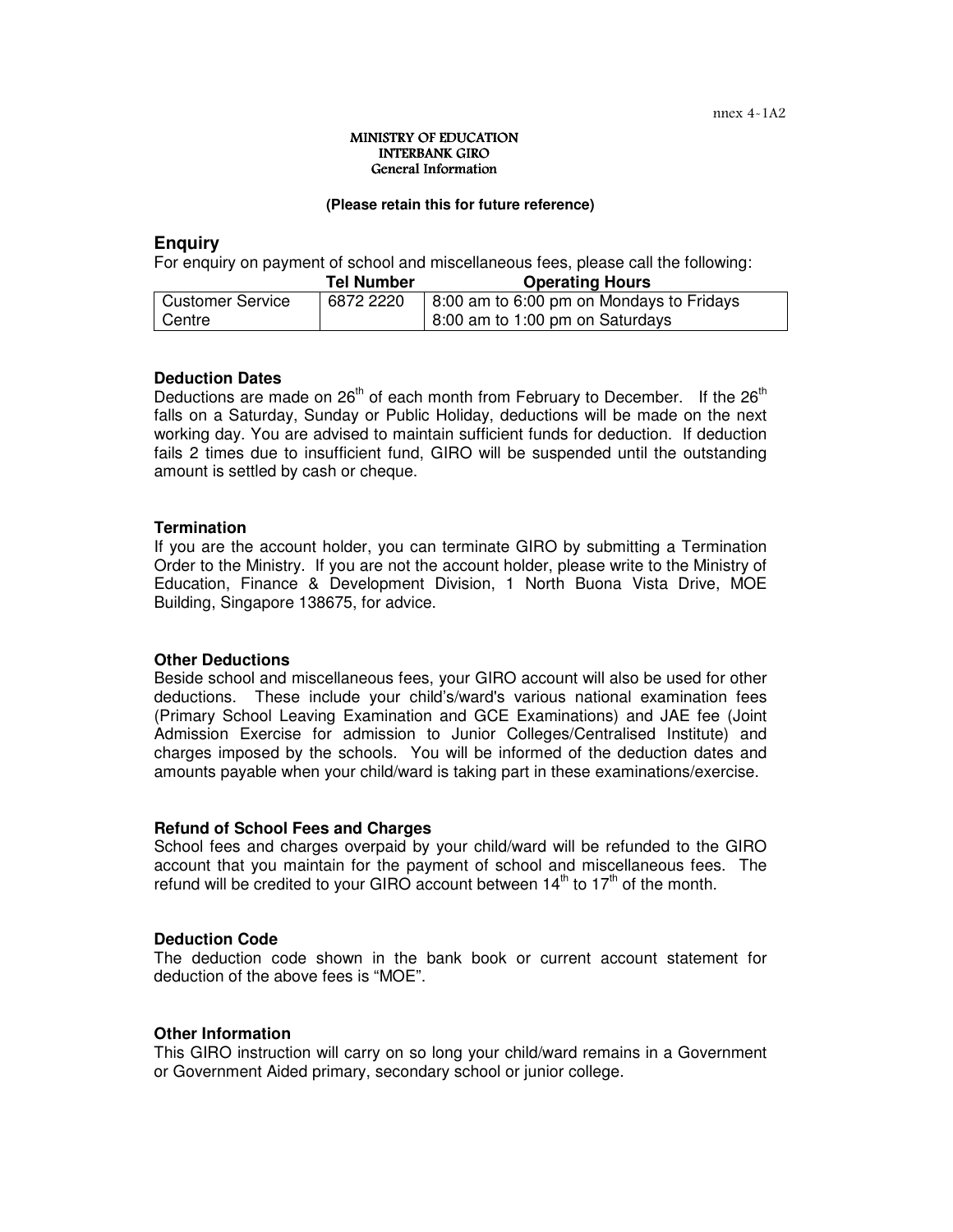nnex 4-1A2

**MINISTRY OF EDUCATION**
**INTERBANK GIRO**
**General Information**

**(Please retain this for future reference)**

## Enquiry

For enquiry on payment of school and miscellaneous fees, please call the following:

| | Tel Number | Operating Hours |
|---|---|---|
| Customer Service Centre | 6872 2220 | 8:00 am to 6:00 pm on Mondays to Fridays<br>8:00 am to 1:00 pm on Saturdays |

### Deduction Dates

Deductions are made on 26th of each month from February to December. If the 26th falls on a Saturday, Sunday or Public Holiday, deductions will be made on the next working day. You are advised to maintain sufficient funds for deduction. If deduction fails 2 times due to insufficient fund, GIRO will be suspended until the outstanding amount is settled by cash or cheque.

### Termination

If you are the account holder, you can terminate GIRO by submitting a Termination Order to the Ministry. If you are not the account holder, please write to the Ministry of Education, Finance & Development Division, 1 North Buona Vista Drive, MOE Building, Singapore 138675, for advice.

### Other Deductions

Beside school and miscellaneous fees, your GIRO account will also be used for other deductions. These include your child's/ward's various national examination fees (Primary School Leaving Examination and GCE Examinations) and JAE fee (Joint Admission Exercise for admission to Junior Colleges/Centralised Institute) and charges imposed by the schools. You will be informed of the deduction dates and amounts payable when your child/ward is taking part in these examinations/exercise.

### Refund of School Fees and Charges

School fees and charges overpaid by your child/ward will be refunded to the GIRO account that you maintain for the payment of school and miscellaneous fees. The refund will be credited to your GIRO account between 14th to 17th of the month.

### Deduction Code

The deduction code shown in the bank book or current account statement for deduction of the above fees is "MOE".

### Other Information

This GIRO instruction will carry on so long your child/ward remains in a Government or Government Aided primary, secondary school or junior college.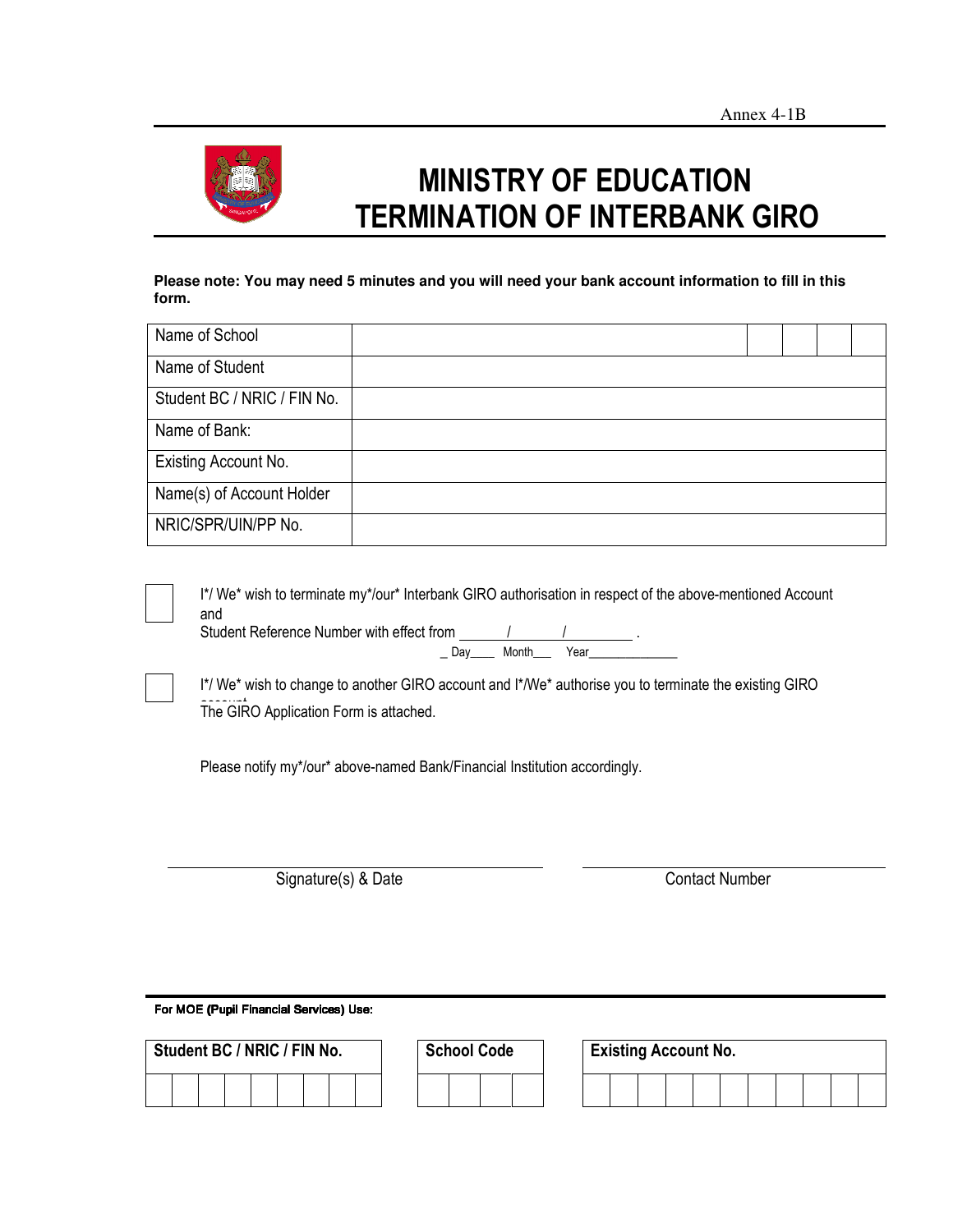Annex 4-1B

# MINISTRY OF EDUCATION
# TERMINATION OF INTERBANK GIRO

**Please note: You may need 5 minutes and you will need your bank account information to fill in this form.**

| | | | | | |
|---|---|---|---|---|---|
| Name of School | | | | | |
| Name of Student | | | | | |
| Student BC / NRIC / FIN No. | | | | | |
| Name of Bank: | | | | | |
| Existing Account No. | | | | | |
| Name(s) of Account Holder | | | | | |
| NRIC/SPR/UIN/PP No. | | | | | |

☐ I*/ We* wish to terminate my*/our* Interbank GIRO authorisation in respect of the above-mentioned Account and Student Reference Number with effect from ______/______/________ .
_ Day____ Month___ Year______________

☐ I*/ We* wish to change to another GIRO account and I*/We* authorise you to terminate the existing GIRO account.
The GIRO Application Form is attached.

Please notify my*/our* above-named Bank/Financial Institution accordingly.

______________________________ Signature(s) & Date

______________________________ Contact Number

**For MOE (Pupil Financial Services) Use:**

| Student BC / NRIC / FIN No. | | | | | | | | | |
|---|---|---|---|---|---|---|---|---|---|
| | | | | | | | | | |

| School Code | | | |
|---|---|---|---|
| | | | |

| Existing Account No. | | | | | | | | | | | |
|---|---|---|---|---|---|---|---|---|---|---|---|
| | | | | | | | | | | | |